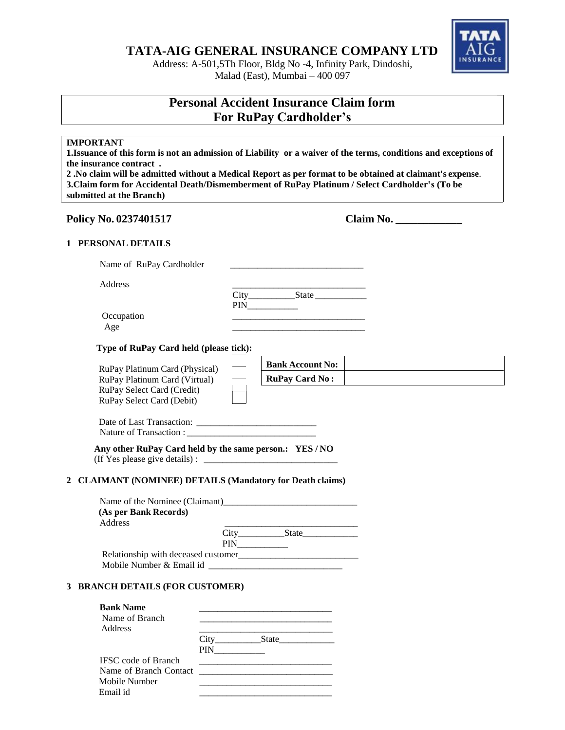# TATA-AIG GENERAL INSURANCE COMPANY LTD

Address: A-501,5Th Floor, Bldg No -4, Infinity Park, Dindoshi, Malad (East), Mumbai – 400 097

## Personal Accident Insurance Claim form For RuPay Cardholder's

**IMPORTANT**
**1.Issuance of this form is not an admission of Liability or a waiver of the terms, conditions and exceptions of the insurance contract .**
**2 .No claim will be admitted without a Medical Report as per format to be obtained at claimant's expense.**
**3.Claim form for Accidental Death/Dismemberment of RuPay Platinum / Select Cardholder's (To be submitted at the Branch)**

**Policy No. 0237401517** **Claim No. ____________**

### 1 PERSONAL DETAILS

Name of RuPay Cardholder _____________________________

Address _____________________________
City__________State ___________
PIN___________

Occupation _____________________________
Age _____________________________

**Type of RuPay Card held (please tick):**

RuPay Platinum Card (Physical) ___
RuPay Platinum Card (Virtual) ___
RuPay Select Card (Credit) ☐
RuPay Select Card (Debit) ☐

| **Bank Account No:** | |
|---|---|
| **RuPay Card No :** | |

Date of Last Transaction: __________________________
Nature of Transaction : ____________________________

**Any other RuPay Card held by the same person.: YES / NO**
(If Yes please give details) : _____________________________

### 2 CLAIMANT (NOMINEE) DETAILS (Mandatory for Death claims)

Name of the Nominee (Claimant)_____________________________
**(As per Bank Records)**
Address _____________________________
City__________State____________
PIN___________
Relationship with deceased customer__________________________
Mobile Number & Email id _____________________________

### 3 BRANCH DETAILS (FOR CUSTOMER)

**Bank Name** _____________________________
Name of Branch _____________________________
Address _____________________________
City__________State____________
PIN___________
IFSC code of Branch _____________________________
Name of Branch Contact _____________________________
Mobile Number _____________________________
Email id _____________________________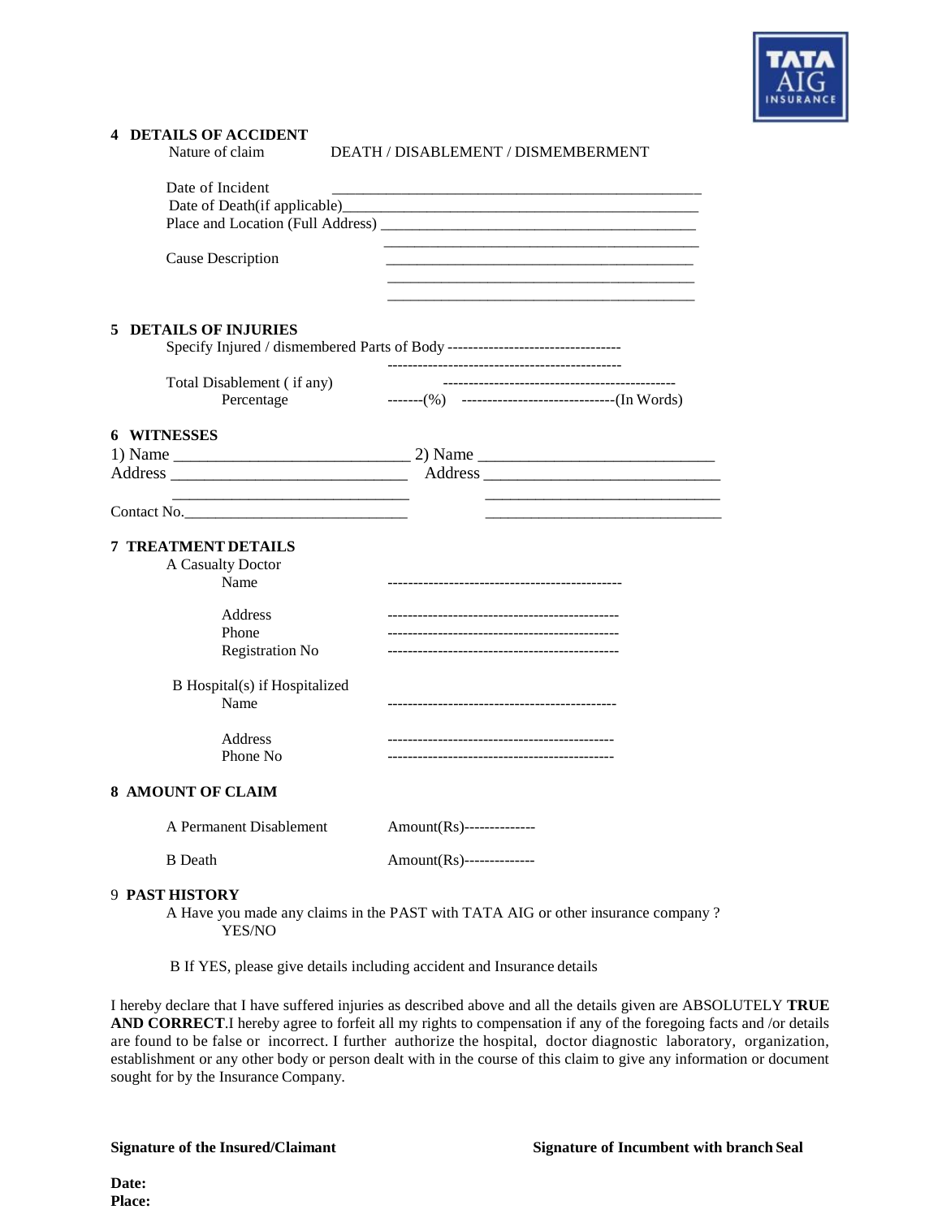## 4 DETAILS OF ACCIDENT

Nature of claim DEATH / DISABLEMENT / DISMEMBERMENT

Date of Incident ______________________________________________

Date of Death(if applicable)____________________________________________

Place and Location (Full Address) ____________________________________________

____________________________________________

Cause Description ____________________________________________

____________________________________________

____________________________________________

## 5 DETAILS OF INJURIES

Specify Injured / dismembered Parts of Body ----------------------------------

----------------------------------------------

Total Disablement ( if any) ----------------------------------------------

Percentage -------(%) -----------------------------(In Words)

## 6 WITNESSES

1) Name ____________________________ 2) Name ____________________________

Address ____________________________ Address ____________________________

____________________________ ____________________________

Contact No.____________________________ ____________________________

## 7 TREATMENT DETAILS

A Casualty Doctor

Name ----------------------------------------------

Address ----------------------------------------------

Phone ----------------------------------------------

Registration No ----------------------------------------------

B Hospital(s) if Hospitalized

Name ----------------------------------------------

Address ----------------------------------------------

Phone No ----------------------------------------------

## 8 AMOUNT OF CLAIM

A Permanent Disablement Amount(Rs)--------------

B Death Amount(Rs)--------------

## 9 PAST HISTORY

A Have you made any claims in the PAST with TATA AIG or other insurance company ?
YES/NO

B If YES, please give details including accident and Insurance details

I hereby declare that I have suffered injuries as described above and all the details given are ABSOLUTELY **TRUE AND CORRECT**.I hereby agree to forfeit all my rights to compensation if any of the foregoing facts and /or details are found to be false or incorrect. I further authorize the hospital, doctor diagnostic laboratory, organization, establishment or any other body or person dealt with in the course of this claim to give any information or document sought for by the Insurance Company.

**Signature of the Insured/Claimant** **Signature of Incumbent with branch Seal**

**Date:**

**Place:**